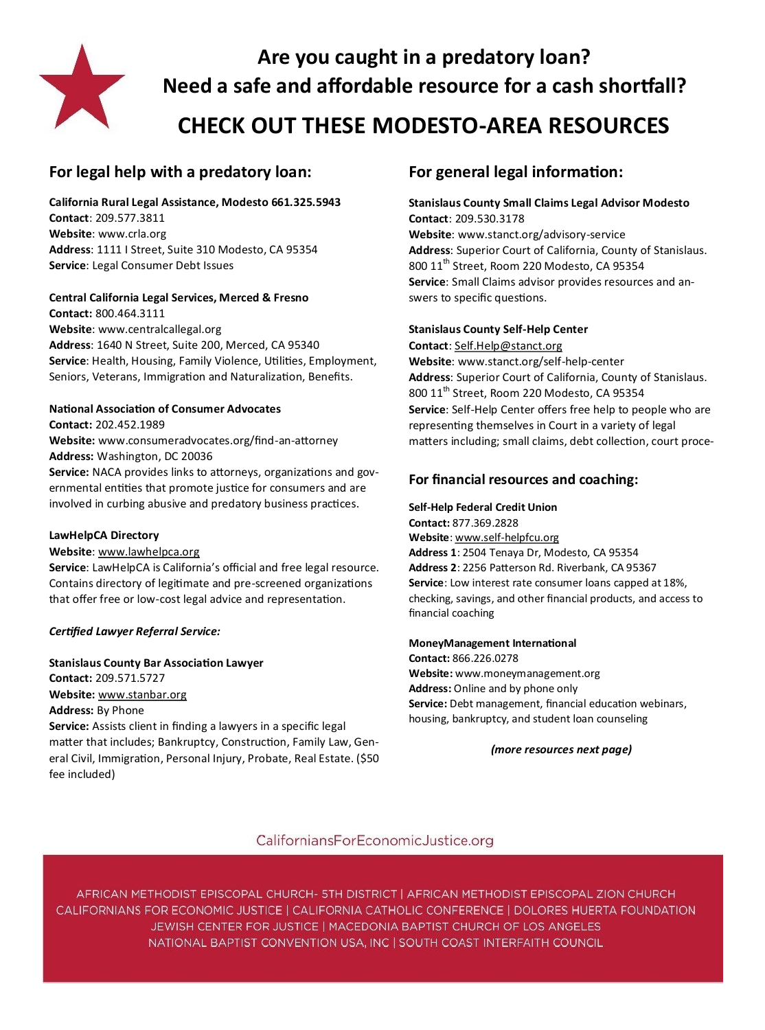# Are you caught in a predatory loan?
# Need a safe and affordable resource for a cash shortfall?

## CHECK OUT THESE MODESTO-AREA RESOURCES

### For legal help with a predatory loan:

**California Rural Legal Assistance, Modesto 661.325.5943**
**Contact**: 209.577.3811
**Website**: www.crla.org
**Address**: 1111 I Street, Suite 310 Modesto, CA 95354
**Service**: Legal Consumer Debt Issues

**Central California Legal Services, Merced & Fresno**
**Contact:** 800.464.3111
**Website**: www.centralcallegal.org
**Address**: 1640 N Street, Suite 200, Merced, CA 95340
**Service**: Health, Housing, Family Violence, Utilities, Employment, Seniors, Veterans, Immigration and Naturalization, Benefits.

**National Association of Consumer Advocates**
**Contact:** 202.452.1989
**Website:** www.consumeradvocates.org/find-an-attorney
**Address:** Washington, DC 20036
**Service:** NACA provides links to attorneys, organizations and governmental entities that promote justice for consumers and are involved in curbing abusive and predatory business practices.

**LawHelpCA Directory**
**Website**: www.lawhelpca.org
**Service**: LawHelpCA is California's official and free legal resource. Contains directory of legitimate and pre-screened organizations that offer free or low-cost legal advice and representation.

***Certified Lawyer Referral Service:***

**Stanislaus County Bar Association Lawyer**
**Contact:** 209.571.5727
**Website:** www.stanbar.org
**Address:** By Phone
**Service:** Assists client in finding a lawyers in a specific legal matter that includes; Bankruptcy, Construction, Family Law, General Civil, Immigration, Personal Injury, Probate, Real Estate. ($50 fee included)

### For general legal information:

**Stanislaus County Small Claims Legal Advisor Modesto**
**Contact**: 209.530.3178
**Website**: www.stanct.org/advisory-service
**Address**: Superior Court of California, County of Stanislaus. 800 11th Street, Room 220 Modesto, CA 95354
**Service**: Small Claims advisor provides resources and answers to specific questions.

**Stanislaus County Self-Help Center**
**Contact**: Self.Help@stanct.org
**Website**: www.stanct.org/self-help-center
**Address**: Superior Court of California, County of Stanislaus. 800 11th Street, Room 220 Modesto, CA 95354
**Service**: Self-Help Center offers free help to people who are representing themselves in Court in a variety of legal matters including; small claims, debt collection, court proce-

### For financial resources and coaching:

**Self-Help Federal Credit Union**
**Contact:** 877.369.2828
**Website**: www.self-helpfcu.org
**Address 1**: 2504 Tenaya Dr, Modesto, CA 95354
**Address 2**: 2256 Patterson Rd. Riverbank, CA 95367
**Service**: Low interest rate consumer loans capped at 18%, checking, savings, and other financial products, and access to financial coaching

**MoneyManagement International**
**Contact:** 866.226.0278
**Website:** www.moneymanagement.org
**Address:** Online and by phone only
**Service:** Debt management, financial education webinars, housing, bankruptcy, and student loan counseling

***(more resources next page)***

CaliforniansForEconomicJustice.org

AFRICAN METHODIST EPISCOPAL CHURCH- 5TH DISTRICT | AFRICAN METHODIST EPISCOPAL ZION CHURCH
CALIFORNIANS FOR ECONOMIC JUSTICE | CALIFORNIA CATHOLIC CONFERENCE | DOLORES HUERTA FOUNDATION
JEWISH CENTER FOR JUSTICE | MACEDONIA BAPTIST CHURCH OF LOS ANGELES
NATIONAL BAPTIST CONVENTION USA, INC | SOUTH COAST INTERFAITH COUNCIL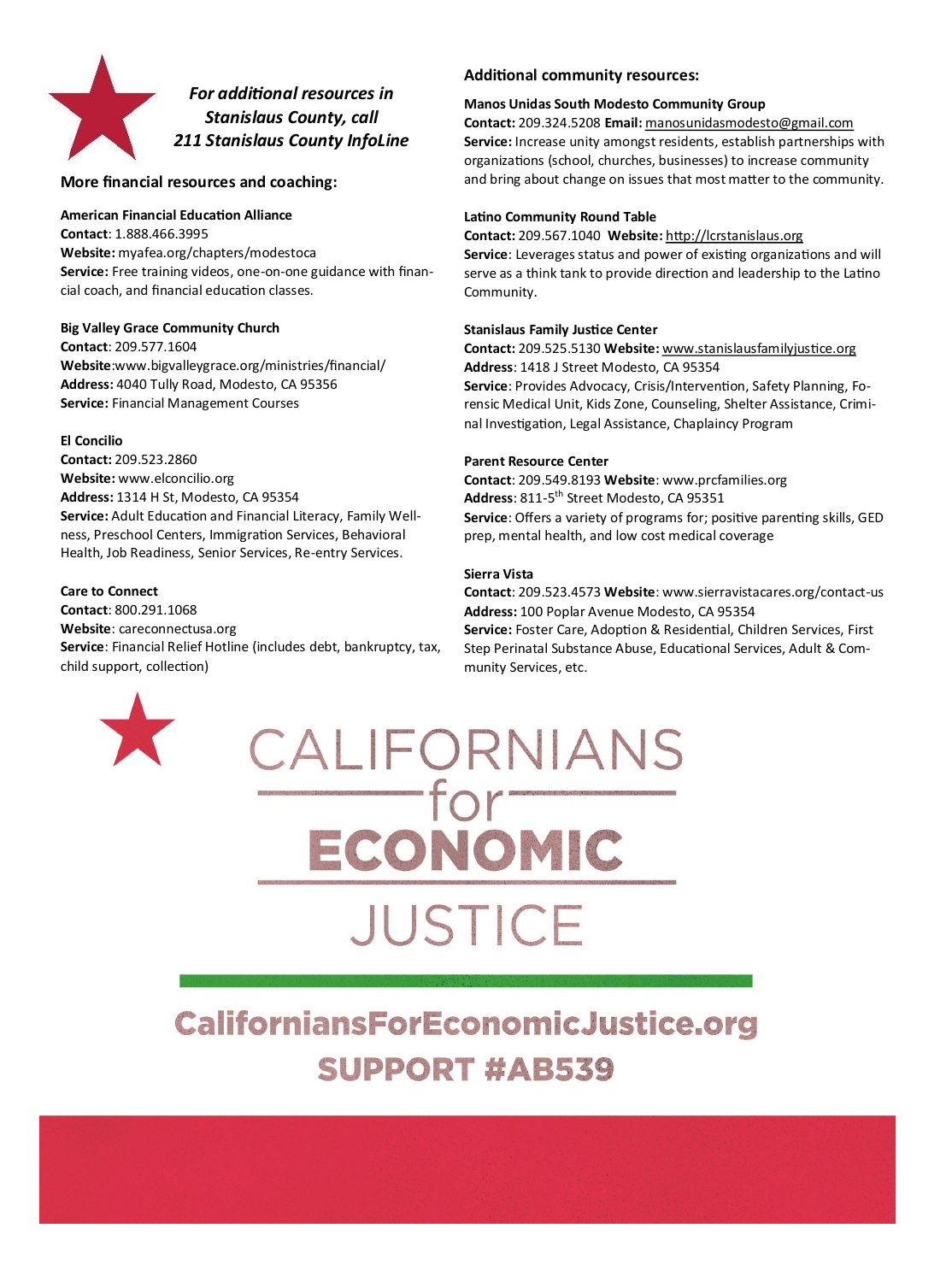*For additional resources in Stanislaus County, call 211 Stanislaus County InfoLine*

## More financial resources and coaching:

**American Financial Education Alliance**
**Contact**: 1.888.466.3995
**Website:** myafea.org/chapters/modestoca
**Service:** Free training videos, one-on-one guidance with financial coach, and financial education classes.

**Big Valley Grace Community Church**
**Contact**: 209.577.1604
**Website**:www.bigvalleygrace.org/ministries/financial/
**Address:** 4040 Tully Road, Modesto, CA 95356
**Service:** Financial Management Courses

**El Concilio**
**Contact:** 209.523.2860
**Website:** www.elconcilio.org
**Address:** 1314 H St, Modesto, CA 95354
**Service:** Adult Education and Financial Literacy, Family Wellness, Preschool Centers, Immigration Services, Behavioral Health, Job Readiness, Senior Services, Re-entry Services.

**Care to Connect**
**Contact**: 800.291.1068
**Website**: careconnectusa.org
**Service**: Financial Relief Hotline (includes debt, bankruptcy, tax, child support, collection)

## Additional community resources:

**Manos Unidas South Modesto Community Group**
**Contact:** 209.324.5208 **Email:** manosunidasmodesto@gmail.com
**Service:** Increase unity amongst residents, establish partnerships with organizations (school, churches, businesses) to increase community and bring about change on issues that most matter to the community.

**Latino Community Round Table**
**Contact:** 209.567.1040 **Website:** http://lcrstanislaus.org
**Service**: Leverages status and power of existing organizations and will serve as a think tank to provide direction and leadership to the Latino Community.

**Stanislaus Family Justice Center**
**Contact:** 209.525.5130 **Website:** www.stanislausfamilyjustice.org
**Address**: 1418 J Street Modesto, CA 95354
**Service**: Provides Advocacy, Crisis/Intervention, Safety Planning, Forensic Medical Unit, Kids Zone, Counseling, Shelter Assistance, Criminal Investigation, Legal Assistance, Chaplaincy Program

**Parent Resource Center**
**Contact**: 209.549.8193 **Website**: www.prcfamilies.org
**Address**: 811-5th Street Modesto, CA 95351
**Service**: Offers a variety of programs for; positive parenting skills, GED prep, mental health, and low cost medical coverage

**Sierra Vista**
**Contact**: 209.523.4573 **Website**: www.sierravistacares.org/contact-us
**Address:** 100 Poplar Avenue Modesto, CA 95354
**Service:** Foster Care, Adoption & Residential, Children Services, First Step Perinatal Substance Abuse, Educational Services, Adult & Community Services, etc.

CALIFORNIANS for ECONOMIC JUSTICE

**CaliforniansForEconomicJustice.org**
**SUPPORT #AB539**